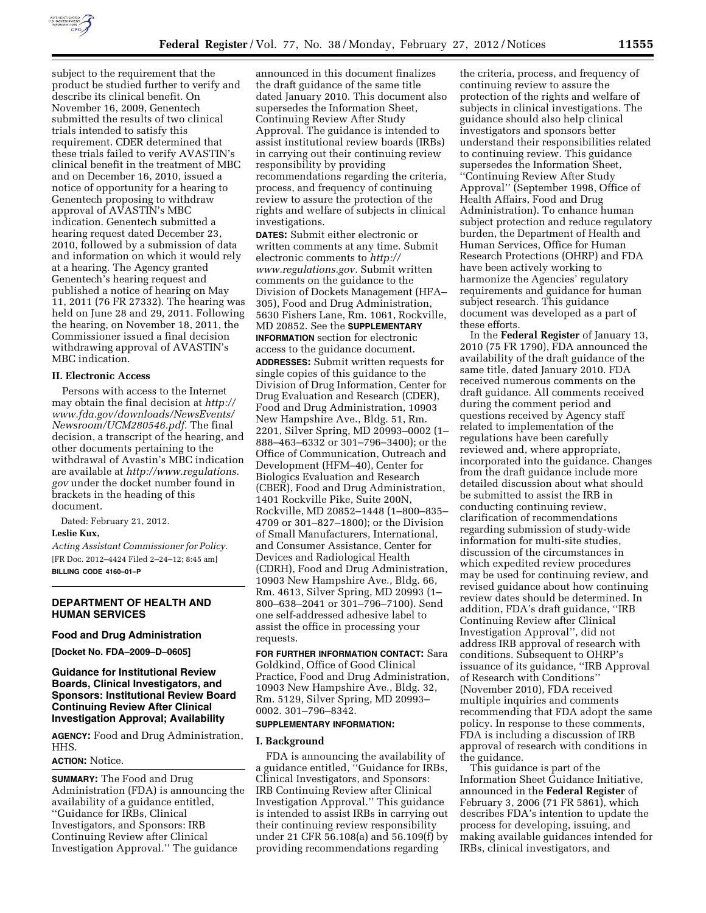subject to the requirement that the product be studied further to verify and describe its clinical benefit. On November 16, 2009, Genentech submitted the results of two clinical trials intended to satisfy this requirement. CDER determined that these trials failed to verify AVASTIN's clinical benefit in the treatment of MBC and on December 16, 2010, issued a notice of opportunity for a hearing to Genentech proposing to withdraw approval of AVASTIN's MBC indication. Genentech submitted a hearing request dated December 23, 2010, followed by a submission of data and information on which it would rely at a hearing. The Agency granted Genentech's hearing request and published a notice of hearing on May 11, 2011 (76 FR 27332). The hearing was held on June 28 and 29, 2011. Following the hearing, on November 18, 2011, the Commissioner issued a final decision withdrawing approval of AVASTIN's MBC indication.

## II. Electronic Access

Persons with access to the Internet may obtain the final decision at *http://www.fda.gov/downloads/NewsEvents/Newsroom/UCM280546.pdf*. The final decision, a transcript of the hearing, and other documents pertaining to the withdrawal of Avastin's MBC indication are available at *http://www.regulations.gov* under the docket number found in brackets in the heading of this document.

Dated: February 21, 2012.

**Leslie Kux,**

*Acting Assistant Commissioner for Policy.*

[FR Doc. 2012–4424 Filed 2–24–12; 8:45 am]

**BILLING CODE 4160–01–P**

---

# DEPARTMENT OF HEALTH AND HUMAN SERVICES

## Food and Drug Administration

**[Docket No. FDA–2009–D–0605]**

## Guidance for Institutional Review Boards, Clinical Investigators, and Sponsors: Institutional Review Board Continuing Review After Clinical Investigation Approval; Availability

**AGENCY:** Food and Drug Administration, HHS.

**ACTION:** Notice.

**SUMMARY:** The Food and Drug Administration (FDA) is announcing the availability of a guidance entitled, ''Guidance for IRBs, Clinical Investigators, and Sponsors: IRB Continuing Review after Clinical Investigation Approval.'' The guidance announced in this document finalizes the draft guidance of the same title dated January 2010. This document also supersedes the Information Sheet, Continuing Review After Study Approval. The guidance is intended to assist institutional review boards (IRBs) in carrying out their continuing review responsibility by providing recommendations regarding the criteria, process, and frequency of continuing review to assure the protection of the rights and welfare of subjects in clinical investigations.

**DATES:** Submit either electronic or written comments at any time. Submit electronic comments to *http://www.regulations.gov.* Submit written comments on the guidance to the Division of Dockets Management (HFA–305), Food and Drug Administration, 5630 Fishers Lane, Rm. 1061, Rockville, MD 20852. See the **SUPPLEMENTARY INFORMATION** section for electronic access to the guidance document.

**ADDRESSES:** Submit written requests for single copies of this guidance to the Division of Drug Information, Center for Drug Evaluation and Research (CDER), Food and Drug Administration, 10903 New Hampshire Ave., Bldg. 51, Rm. 2201, Silver Spring, MD 20993–0002 (1–888–463–6332 or 301–796–3400); or the Office of Communication, Outreach and Development (HFM–40), Center for Biologics Evaluation and Research (CBER), Food and Drug Administration, 1401 Rockville Pike, Suite 200N, Rockville, MD 20852–1448 (1–800–835–4709 or 301–827–1800); or the Division of Small Manufacturers, International, and Consumer Assistance, Center for Devices and Radiological Health (CDRH), Food and Drug Administration, 10903 New Hampshire Ave., Bldg. 66, Rm. 4613, Silver Spring, MD 20993 (1–800–638–2041 or 301–796–7100). Send one self-addressed adhesive label to assist the office in processing your requests.

**FOR FURTHER INFORMATION CONTACT:** Sara Goldkind, Office of Good Clinical Practice, Food and Drug Administration, 10903 New Hampshire Ave., Bldg. 32, Rm. 5129, Silver Spring, MD 20993–0002. 301–796–8342.

**SUPPLEMENTARY INFORMATION:**

## I. Background

FDA is announcing the availability of a guidance entitled, ''Guidance for IRBs, Clinical Investigators, and Sponsors: IRB Continuing Review after Clinical Investigation Approval.'' This guidance is intended to assist IRBs in carrying out their continuing review responsibility under 21 CFR 56.108(a) and 56.109(f) by providing recommendations regarding the criteria, process, and frequency of continuing review to assure the protection of the rights and welfare of subjects in clinical investigations. The guidance should also help clinical investigators and sponsors better understand their responsibilities related to continuing review. This guidance supersedes the Information Sheet, ''Continuing Review After Study Approval'' (September 1998, Office of Health Affairs, Food and Drug Administration). To enhance human subject protection and reduce regulatory burden, the Department of Health and Human Services, Office for Human Research Protections (OHRP) and FDA have been actively working to harmonize the Agencies' regulatory requirements and guidance for human subject research. This guidance document was developed as a part of these efforts.

In the **Federal Register** of January 13, 2010 (75 FR 1790), FDA announced the availability of the draft guidance of the same title, dated January 2010. FDA received numerous comments on the draft guidance. All comments received during the comment period and questions received by Agency staff related to implementation of the regulations have been carefully reviewed and, where appropriate, incorporated into the guidance. Changes from the draft guidance include more detailed discussion about what should be submitted to assist the IRB in conducting continuing review, clarification of recommendations regarding submission of study-wide information for multi-site studies, discussion of the circumstances in which expedited review procedures may be used for continuing review, and revised guidance about how continuing review dates should be determined. In addition, FDA's draft guidance, ''IRB Continuing Review after Clinical Investigation Approval'', did not address IRB approval of research with conditions. Subsequent to OHRP's issuance of its guidance, ''IRB Approval of Research with Conditions'' (November 2010), FDA received multiple inquiries and comments recommending that FDA adopt the same policy. In response to these comments, FDA is including a discussion of IRB approval of research with conditions in the guidance.

This guidance is part of the Information Sheet Guidance Initiative, announced in the **Federal Register** of February 3, 2006 (71 FR 5861), which describes FDA's intention to update the process for developing, issuing, and making available guidances intended for IRBs, clinical investigators, and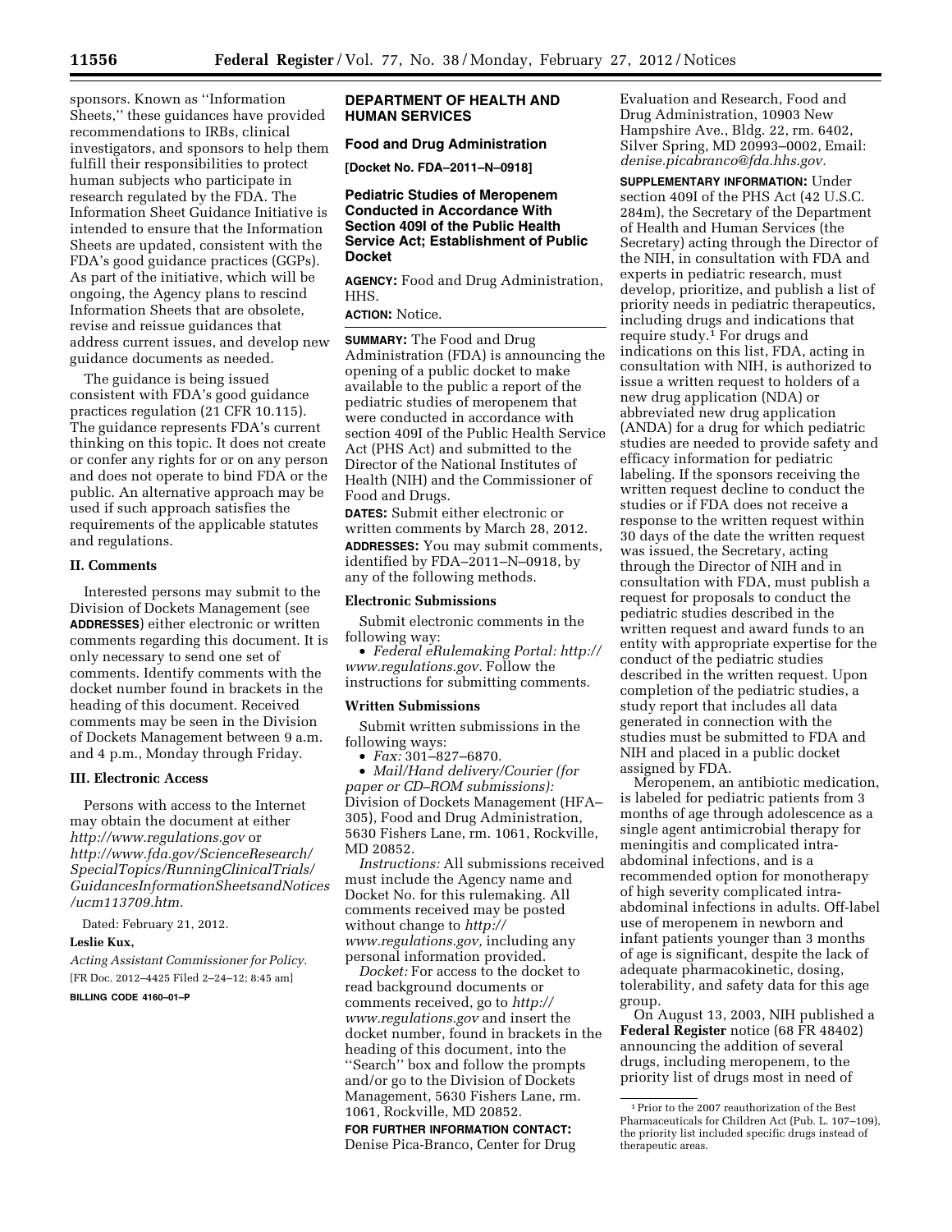sponsors. Known as ''Information Sheets,'' these guidances have provided recommendations to IRBs, clinical investigators, and sponsors to help them fulfill their responsibilities to protect human subjects who participate in research regulated by the FDA. The Information Sheet Guidance Initiative is intended to ensure that the Information Sheets are updated, consistent with the FDA's good guidance practices (GGPs). As part of the initiative, which will be ongoing, the Agency plans to rescind Information Sheets that are obsolete, revise and reissue guidances that address current issues, and develop new guidance documents as needed.

The guidance is being issued consistent with FDA's good guidance practices regulation (21 CFR 10.115). The guidance represents FDA's current thinking on this topic. It does not create or confer any rights for or on any person and does not operate to bind FDA or the public. An alternative approach may be used if such approach satisfies the requirements of the applicable statutes and regulations.

## II. Comments

Interested persons may submit to the Division of Dockets Management (see **ADDRESSES**) either electronic or written comments regarding this document. It is only necessary to send one set of comments. Identify comments with the docket number found in brackets in the heading of this document. Received comments may be seen in the Division of Dockets Management between 9 a.m. and 4 p.m., Monday through Friday.

## III. Electronic Access

Persons with access to the Internet may obtain the document at either *http://www.regulations.gov* or *http://www.fda.gov/ScienceResearch/SpecialTopics/RunningClinicalTrials/GuidancesInformationSheetsandNotices/ucm113709.htm.*

Dated: February 21, 2012.

**Leslie Kux,**

*Acting Assistant Commissioner for Policy.*

[FR Doc. 2012–4425 Filed 2–24–12; 8:45 am]

**BILLING CODE 4160–01–P**

---

# DEPARTMENT OF HEALTH AND HUMAN SERVICES

## Food and Drug Administration

**[Docket No. FDA–2011–N–0918]**

## Pediatric Studies of Meropenem Conducted in Accordance With Section 409I of the Public Health Service Act; Establishment of Public Docket

**AGENCY:** Food and Drug Administration, HHS.

**ACTION:** Notice.

**SUMMARY:** The Food and Drug Administration (FDA) is announcing the opening of a public docket to make available to the public a report of the pediatric studies of meropenem that were conducted in accordance with section 409I of the Public Health Service Act (PHS Act) and submitted to the Director of the National Institutes of Health (NIH) and the Commissioner of Food and Drugs.

**DATES:** Submit either electronic or written comments by March 28, 2012.

**ADDRESSES:** You may submit comments, identified by FDA–2011–N–0918, by any of the following methods.

### Electronic Submissions

Submit electronic comments in the following way:

- *Federal eRulemaking Portal: http://www.regulations.gov.* Follow the instructions for submitting comments.

### Written Submissions

Submit written submissions in the following ways:

- *Fax:* 301–827–6870.
- *Mail/Hand delivery/Courier (for paper or CD–ROM submissions):* Division of Dockets Management (HFA–305), Food and Drug Administration, 5630 Fishers Lane, rm. 1061, Rockville, MD 20852.

*Instructions:* All submissions received must include the Agency name and Docket No. for this rulemaking. All comments received may be posted without change to *http://www.regulations.gov,* including any personal information provided.

*Docket:* For access to the docket to read background documents or comments received, go to *http://www.regulations.gov* and insert the docket number, found in brackets in the heading of this document, into the ''Search'' box and follow the prompts and/or go to the Division of Dockets Management, 5630 Fishers Lane, rm. 1061, Rockville, MD 20852.

**FOR FURTHER INFORMATION CONTACT:** Denise Pica-Branco, Center for Drug Evaluation and Research, Food and Drug Administration, 10903 New Hampshire Ave., Bldg. 22, rm. 6402, Silver Spring, MD 20993–0002, Email: *denise.picabranco@fda.hhs.gov.*

**SUPPLEMENTARY INFORMATION:** Under section 409I of the PHS Act (42 U.S.C. 284m), the Secretary of the Department of Health and Human Services (the Secretary) acting through the Director of the NIH, in consultation with FDA and experts in pediatric research, must develop, prioritize, and publish a list of priority needs in pediatric therapeutics, including drugs and indications that require study.[1] For drugs and indications on this list, FDA, acting in consultation with NIH, is authorized to issue a written request to holders of a new drug application (NDA) or abbreviated new drug application (ANDA) for a drug for which pediatric studies are needed to provide safety and efficacy information for pediatric labeling. If the sponsors receiving the written request decline to conduct the studies or if FDA does not receive a response to the written request within 30 days of the date the written request was issued, the Secretary, acting through the Director of NIH and in consultation with FDA, must publish a request for proposals to conduct the pediatric studies described in the written request and award funds to an entity with appropriate expertise for the conduct of the pediatric studies described in the written request. Upon completion of the pediatric studies, a study report that includes all data generated in connection with the studies must be submitted to FDA and NIH and placed in a public docket assigned by FDA.

Meropenem, an antibiotic medication, is labeled for pediatric patients from 3 months of age through adolescence as a single agent antimicrobial therapy for meningitis and complicated intra-abdominal infections, and is a recommended option for monotherapy of high severity complicated intra-abdominal infections in adults. Off-label use of meropenem in newborn and infant patients younger than 3 months of age is significant, despite the lack of adequate pharmacokinetic, dosing, tolerability, and safety data for this age group.

On August 13, 2003, NIH published a **Federal Register** notice (68 FR 48402) announcing the addition of several drugs, including meropenem, to the priority list of drugs most in need of

[1] Prior to the 2007 reauthorization of the Best Pharmaceuticals for Children Act (Pub. L. 107–109), the priority list included specific drugs instead of therapeutic areas.